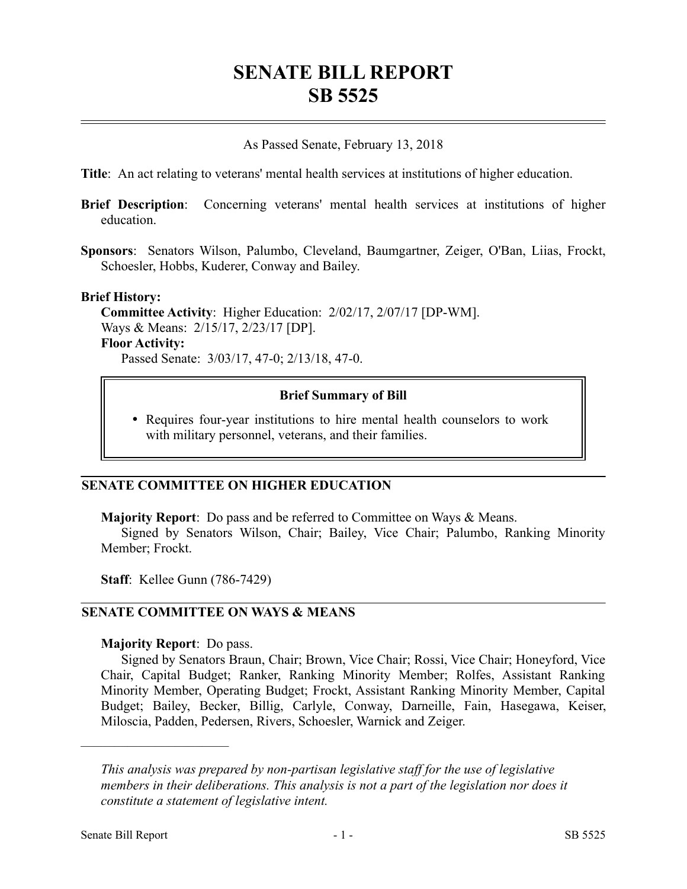# SENATE BILL REPORT
# SB 5525

As Passed Senate, February 13, 2018

**Title**: An act relating to veterans' mental health services at institutions of higher education.

**Brief Description**: Concerning veterans' mental health services at institutions of higher education.

**Sponsors**: Senators Wilson, Palumbo, Cleveland, Baumgartner, Zeiger, O'Ban, Liias, Frockt, Schoesler, Hobbs, Kuderer, Conway and Bailey.

**Brief History:**

**Committee Activity**: Higher Education: 2/02/17, 2/07/17 [DP-WM].
Ways & Means: 2/15/17, 2/23/17 [DP].

**Floor Activity:**

Passed Senate: 3/03/17, 47-0; 2/13/18, 47-0.

> **Brief Summary of Bill**
>
> - Requires four-year institutions to hire mental health counselors to work with military personnel, veterans, and their families.

## SENATE COMMITTEE ON HIGHER EDUCATION

**Majority Report**: Do pass and be referred to Committee on Ways & Means.

Signed by Senators Wilson, Chair; Bailey, Vice Chair; Palumbo, Ranking Minority Member; Frockt.

**Staff**: Kellee Gunn (786-7429)

## SENATE COMMITTEE ON WAYS & MEANS

**Majority Report**: Do pass.

Signed by Senators Braun, Chair; Brown, Vice Chair; Rossi, Vice Chair; Honeyford, Vice Chair, Capital Budget; Ranker, Ranking Minority Member; Rolfes, Assistant Ranking Minority Member, Operating Budget; Frockt, Assistant Ranking Minority Member, Capital Budget; Bailey, Becker, Billig, Carlyle, Conway, Darneille, Fain, Hasegawa, Keiser, Miloscia, Padden, Pedersen, Rivers, Schoesler, Warnick and Zeiger.

---

*This analysis was prepared by non-partisan legislative staff for the use of legislative members in their deliberations. This analysis is not a part of the legislation nor does it constitute a statement of legislative intent.*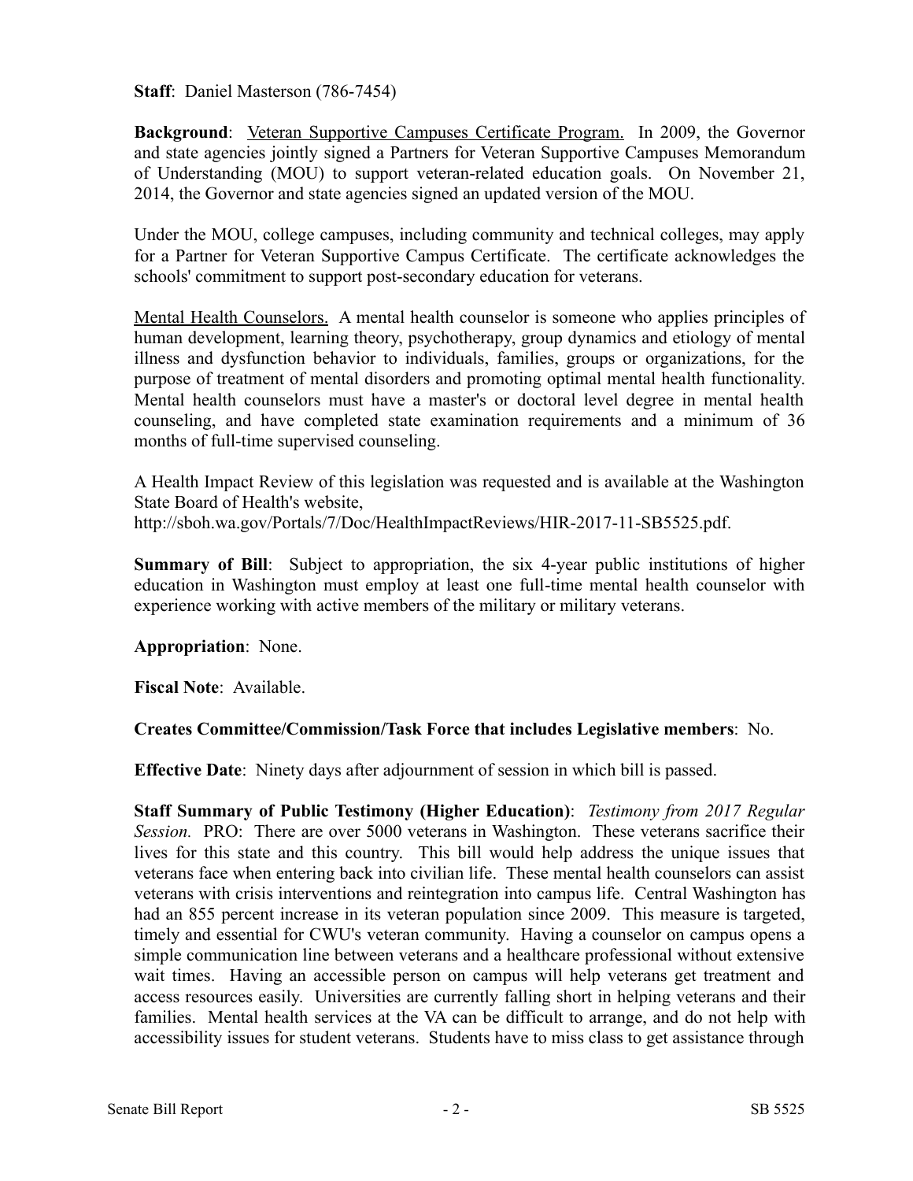**Staff**: Daniel Masterson (786-7454)

**Background**: Veteran Supportive Campuses Certificate Program. In 2009, the Governor and state agencies jointly signed a Partners for Veteran Supportive Campuses Memorandum of Understanding (MOU) to support veteran-related education goals. On November 21, 2014, the Governor and state agencies signed an updated version of the MOU.

Under the MOU, college campuses, including community and technical colleges, may apply for a Partner for Veteran Supportive Campus Certificate. The certificate acknowledges the schools' commitment to support post-secondary education for veterans.

Mental Health Counselors. A mental health counselor is someone who applies principles of human development, learning theory, psychotherapy, group dynamics and etiology of mental illness and dysfunction behavior to individuals, families, groups or organizations, for the purpose of treatment of mental disorders and promoting optimal mental health functionality. Mental health counselors must have a master's or doctoral level degree in mental health counseling, and have completed state examination requirements and a minimum of 36 months of full-time supervised counseling.

A Health Impact Review of this legislation was requested and is available at the Washington State Board of Health's website, http://sboh.wa.gov/Portals/7/Doc/HealthImpactReviews/HIR-2017-11-SB5525.pdf.

**Summary of Bill**: Subject to appropriation, the six 4-year public institutions of higher education in Washington must employ at least one full-time mental health counselor with experience working with active members of the military or military veterans.

**Appropriation**: None.

**Fiscal Note**: Available.

**Creates Committee/Commission/Task Force that includes Legislative members**: No.

**Effective Date**: Ninety days after adjournment of session in which bill is passed.

**Staff Summary of Public Testimony (Higher Education)**: *Testimony from 2017 Regular Session.* PRO: There are over 5000 veterans in Washington. These veterans sacrifice their lives for this state and this country. This bill would help address the unique issues that veterans face when entering back into civilian life. These mental health counselors can assist veterans with crisis interventions and reintegration into campus life. Central Washington has had an 855 percent increase in its veteran population since 2009. This measure is targeted, timely and essential for CWU's veteran community. Having a counselor on campus opens a simple communication line between veterans and a healthcare professional without extensive wait times. Having an accessible person on campus will help veterans get treatment and access resources easily. Universities are currently falling short in helping veterans and their families. Mental health services at the VA can be difficult to arrange, and do not help with accessibility issues for student veterans. Students have to miss class to get assistance through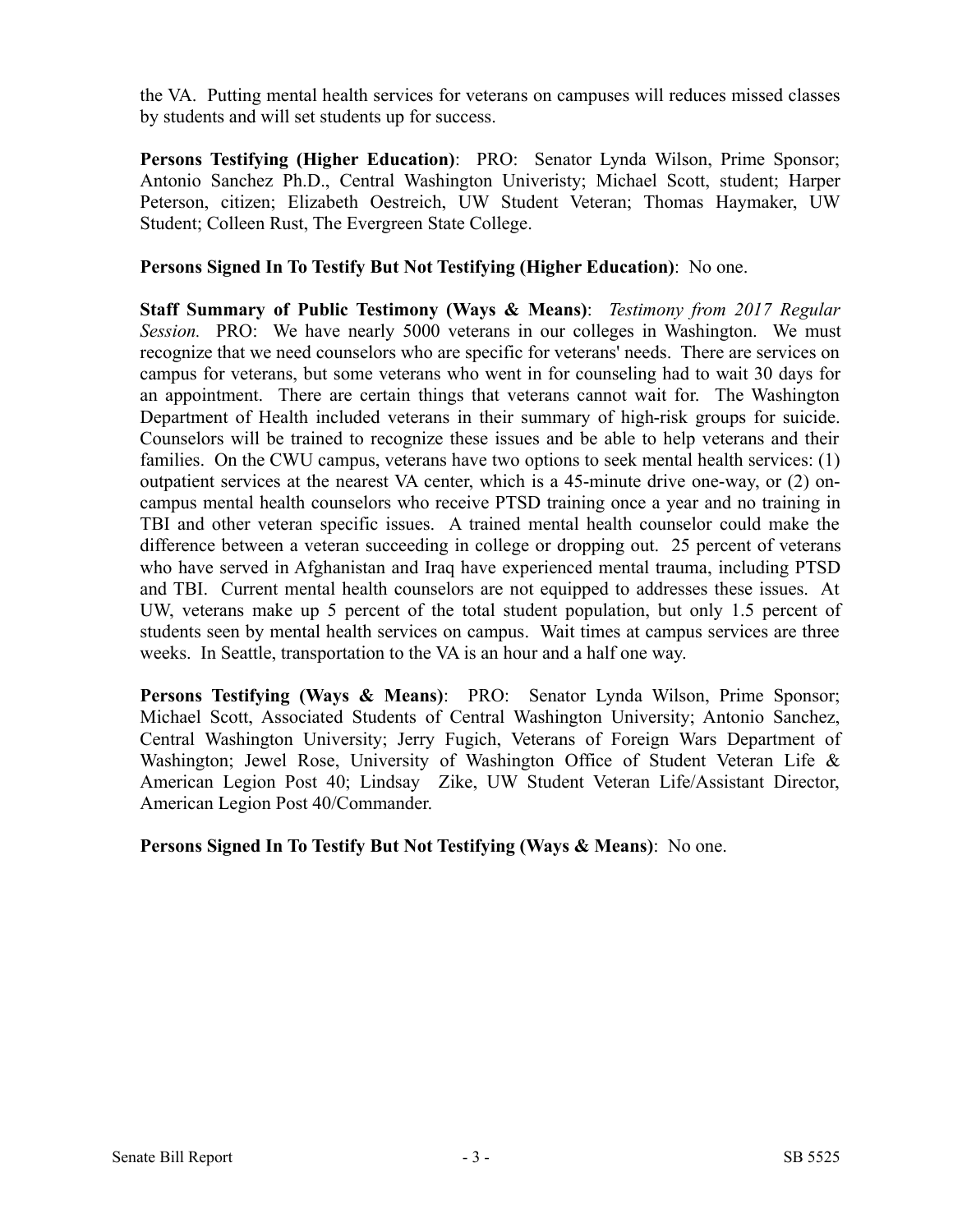the VA. Putting mental health services for veterans on campuses will reduces missed classes by students and will set students up for success.

**Persons Testifying (Higher Education)**: PRO: Senator Lynda Wilson, Prime Sponsor; Antonio Sanchez Ph.D., Central Washington Univeristy; Michael Scott, student; Harper Peterson, citizen; Elizabeth Oestreich, UW Student Veteran; Thomas Haymaker, UW Student; Colleen Rust, The Evergreen State College.

**Persons Signed In To Testify But Not Testifying (Higher Education)**: No one.

**Staff Summary of Public Testimony (Ways & Means)**: *Testimony from 2017 Regular Session.* PRO: We have nearly 5000 veterans in our colleges in Washington. We must recognize that we need counselors who are specific for veterans' needs. There are services on campus for veterans, but some veterans who went in for counseling had to wait 30 days for an appointment. There are certain things that veterans cannot wait for. The Washington Department of Health included veterans in their summary of high-risk groups for suicide. Counselors will be trained to recognize these issues and be able to help veterans and their families. On the CWU campus, veterans have two options to seek mental health services: (1) outpatient services at the nearest VA center, which is a 45-minute drive one-way, or (2) on-campus mental health counselors who receive PTSD training once a year and no training in TBI and other veteran specific issues. A trained mental health counselor could make the difference between a veteran succeeding in college or dropping out. 25 percent of veterans who have served in Afghanistan and Iraq have experienced mental trauma, including PTSD and TBI. Current mental health counselors are not equipped to addresses these issues. At UW, veterans make up 5 percent of the total student population, but only 1.5 percent of students seen by mental health services on campus. Wait times at campus services are three weeks. In Seattle, transportation to the VA is an hour and a half one way.

**Persons Testifying (Ways & Means)**: PRO: Senator Lynda Wilson, Prime Sponsor; Michael Scott, Associated Students of Central Washington University; Antonio Sanchez, Central Washington University; Jerry Fugich, Veterans of Foreign Wars Department of Washington; Jewel Rose, University of Washington Office of Student Veteran Life & American Legion Post 40; Lindsay Zike, UW Student Veteran Life/Assistant Director, American Legion Post 40/Commander.

**Persons Signed In To Testify But Not Testifying (Ways & Means)**: No one.